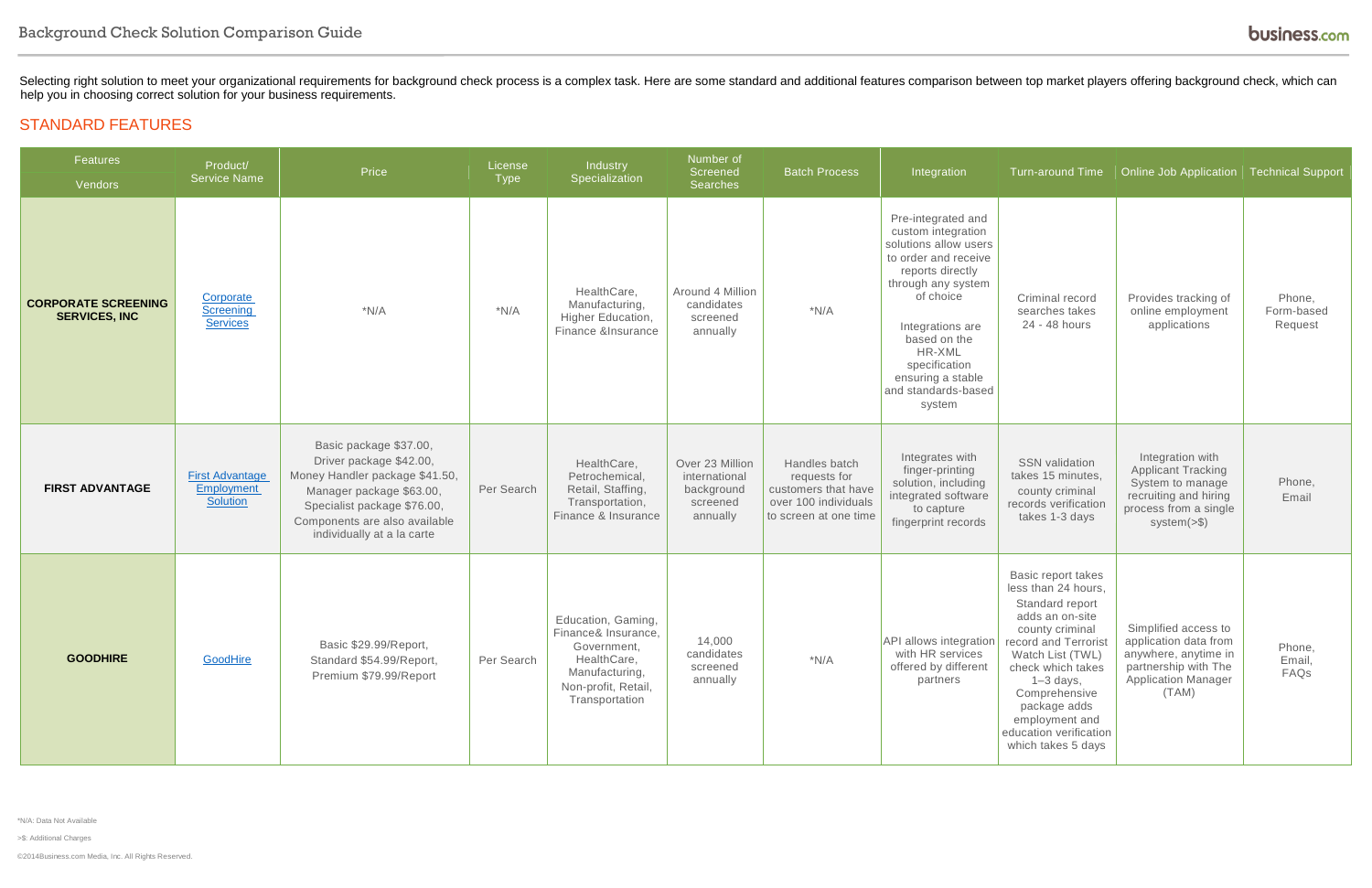Selecting right solution to meet your organizational requirements for background check process is a complex task. Here are some standard and additional features comparison between top market players offering background check, which can help you in choosing correct solution for your business requirements.

## STANDARD FEATURES

| Features / Vendors | Product/ Service Name | Price | License Type | Industry Specialization | Number of Screened Searches | Batch Process | Integration | Turn-around Time | Online Job Application | Technical Support |
|---|---|---|---|---|---|---|---|---|---|---|
| **CORPORATE SCREENING SERVICES, INC** | [Corporate Screening Services]() | *N/A | *N/A | HealthCare, Manufacturing, Higher Education, Finance &Insurance | Around 4 Million candidates screened annually | *N/A | Pre-integrated and custom integration solutions allow users to order and receive reports directly through any system of choice<br><br>Integrations are based on the HR-XML specification ensuring a stable and standards-based system | Criminal record searches takes 24 - 48 hours | Provides tracking of online employment applications | Phone, Form-based Request |
| **FIRST ADVANTAGE** | [First Advantage Employment Solution]() | Basic package $37.00, Driver package $42.00, Money Handler package $41.50, Manager package $63.00, Specialist package $76.00, Components are also available individually at a la carte | Per Search | HealthCare, Petrochemical, Retail, Staffing, Transportation, Finance & Insurance | Over 23 Million international background screened annually | Handles batch requests for customers that have over 100 individuals to screen at one time | Integrates with finger-printing solution, including integrated software to capture fingerprint records | SSN validation takes 15 minutes, county criminal records verification takes 1-3 days | Integration with Applicant Tracking System to manage recruiting and hiring process from a single system(>$) | Phone, Email |
| **GOODHIRE** | [GoodHire]() | Basic $29.99/Report, Standard $54.99/Report, Premium $79.99/Report | Per Search | Education, Gaming, Finance& Insurance, Government, HealthCare, Manufacturing, Non-profit, Retail, Transportation | 14,000 candidates screened annually | *N/A | API allows integration with HR services offered by different partners | Basic report takes less than 24 hours, Standard report adds an on-site county criminal record and Terrorist Watch List (TWL) check which takes 1–3 days, Comprehensive package adds employment and education verification which takes 5 days | Simplified access to application data from anywhere, anytime in partnership with The Application Manager (TAM) | Phone, Email, FAQs |

*N/A: Data Not Available

>$: Additional Charges

©2014Business.com Media, Inc. All Rights Reserved.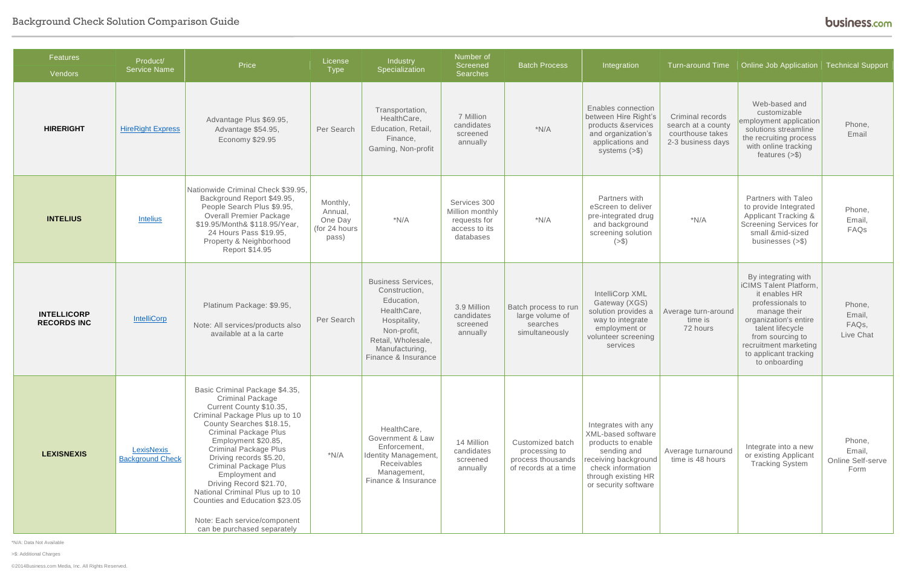# Background Check Solution Comparison Guide

| Features / Vendors | Product/ Service Name | Price | License Type | Industry Specialization | Number of Screened Searches | Batch Process | Integration | Turn-around Time | Online Job Application | Technical Support |
|---|---|---|---|---|---|---|---|---|---|---|
| **HIRERIGHT** | HireRight Express | Advantage Plus $69.95, Advantage $54.95, Economy $29.95 | Per Search | Transportation, HealthCare, Education, Retail, Finance, Gaming, Non-profit | 7 Million candidates screened annually | *N/A | Enables connection between Hire Right's products &services and organization's applications and systems (>$) | Criminal records search at a county courthouse takes 2-3 business days | Web-based and customizable employment application solutions streamline the recruiting process with online tracking features (>$) | Phone, Email |
| **INTELIUS** | Intelius | Nationwide Criminal Check $39.95, Background Report $49.95, People Search Plus $9.95, Overall Premier Package $19.95/Month& $118.95/Year, 24 Hours Pass $19.95, Property & Neighborhood Report $14.95 | Monthly, Annual, One Day (for 24 hours pass) | *N/A | Services 300 Million monthly requests for access to its databases | *N/A | Partners with eScreen to deliver pre-integrated drug and background screening solution (>$) | *N/A | Partners with Taleo to provide Integrated Applicant Tracking & Screening Services for small &mid-sized businesses (>$) | Phone, Email, FAQs |
| **INTELLICORP RECORDS INC** | IntelliCorp | Platinum Package: $9.95, Note: All services/products also available at a la carte | Per Search | Business Services, Construction, Education, HealthCare, Hospitality, Non-profit, Retail, Wholesale, Manufacturing, Finance & Insurance | 3.9 Million candidates screened annually | Batch process to run large volume of searches simultaneously | IntelliCorp XML Gateway (XGS) solution provides a way to integrate employment or volunteer screening services | Average turn-around time is 72 hours | By integrating with iCIMS Talent Platform, it enables HR professionals to manage their organization's entire talent lifecycle from sourcing to recruitment marketing to applicant tracking to onboarding | Phone, Email, FAQs, Live Chat |
| **LEXISNEXIS** | LexisNexis Background Check | Basic Criminal Package $4.35, Criminal Package Current County $10.35, Criminal Package Plus up to 10 County Searches $18.15, Criminal Package Plus Employment $20.85, Criminal Package Plus Driving records $5.20, Criminal Package Plus Employment and Driving Record $21.70, National Criminal Plus up to 10 Counties and Education $23.05 Note: Each service/component can be purchased separately | *N/A | HealthCare, Government & Law Enforcement, Identity Management, Receivables Management, Finance & Insurance | 14 Million candidates screened annually | Customized batch processing to process thousands of records at a time | Integrates with any XML-based software products to enable sending and receiving background check information through existing HR or security software | Average turnaround time is 48 hours | Integrate into a new or existing Applicant Tracking System | Phone, Email, Online Self-serve Form |

*N/A: Data Not Available

>$: Additional Charges

©2014Business.com Media, Inc. All Rights Reserved.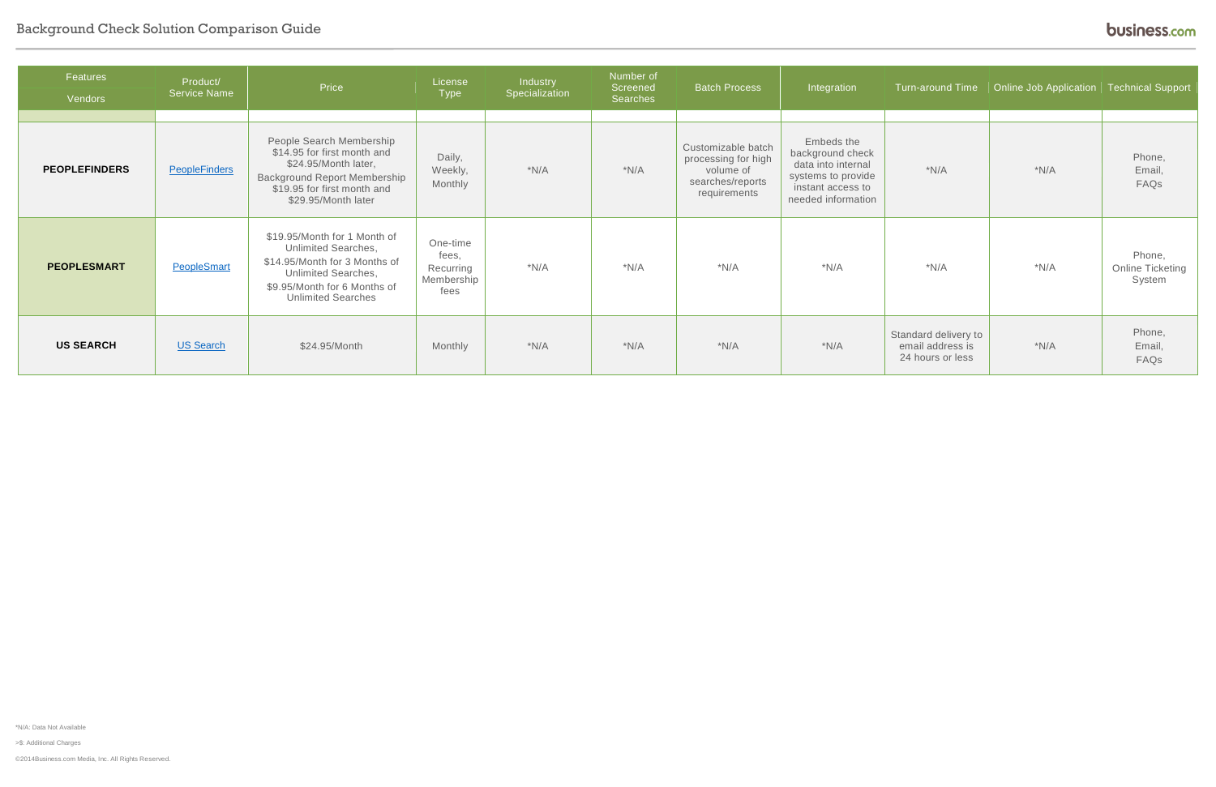| Features / Vendors | Product/ Service Name | Price | License Type | Industry Specialization | Number of Screened Searches | Batch Process | Integration | Turn-around Time | Online Job Application | Technical Support |
|---|---|---|---|---|---|---|---|---|---|---|
| **PEOPLEFINDERS** | PeopleFinders | People Search Membership $14.95 for first month and $24.95/Month later, Background Report Membership $19.95 for first month and $29.95/Month later | Daily, Weekly, Monthly | *N/A | *N/A | Customizable batch processing for high volume of searches/reports requirements | Embeds the background check data into internal systems to provide instant access to needed information | *N/A | *N/A | Phone, Email, FAQs |
| **PEOPLESMART** | PeopleSmart | $19.95/Month for 1 Month of Unlimited Searches, $14.95/Month for 3 Months of Unlimited Searches, $9.95/Month for 6 Months of Unlimited Searches | One-time fees, Recurring Membership fees | *N/A | *N/A | *N/A | *N/A | *N/A | *N/A | Phone, Online Ticketing System |
| **US SEARCH** | US Search | $24.95/Month | Monthly | *N/A | *N/A | *N/A | *N/A | Standard delivery to email address is 24 hours or less | *N/A | Phone, Email, FAQs |

*N/A: Data Not Available

>$: Additional Charges

©2014Business.com Media, Inc. All Rights Reserved.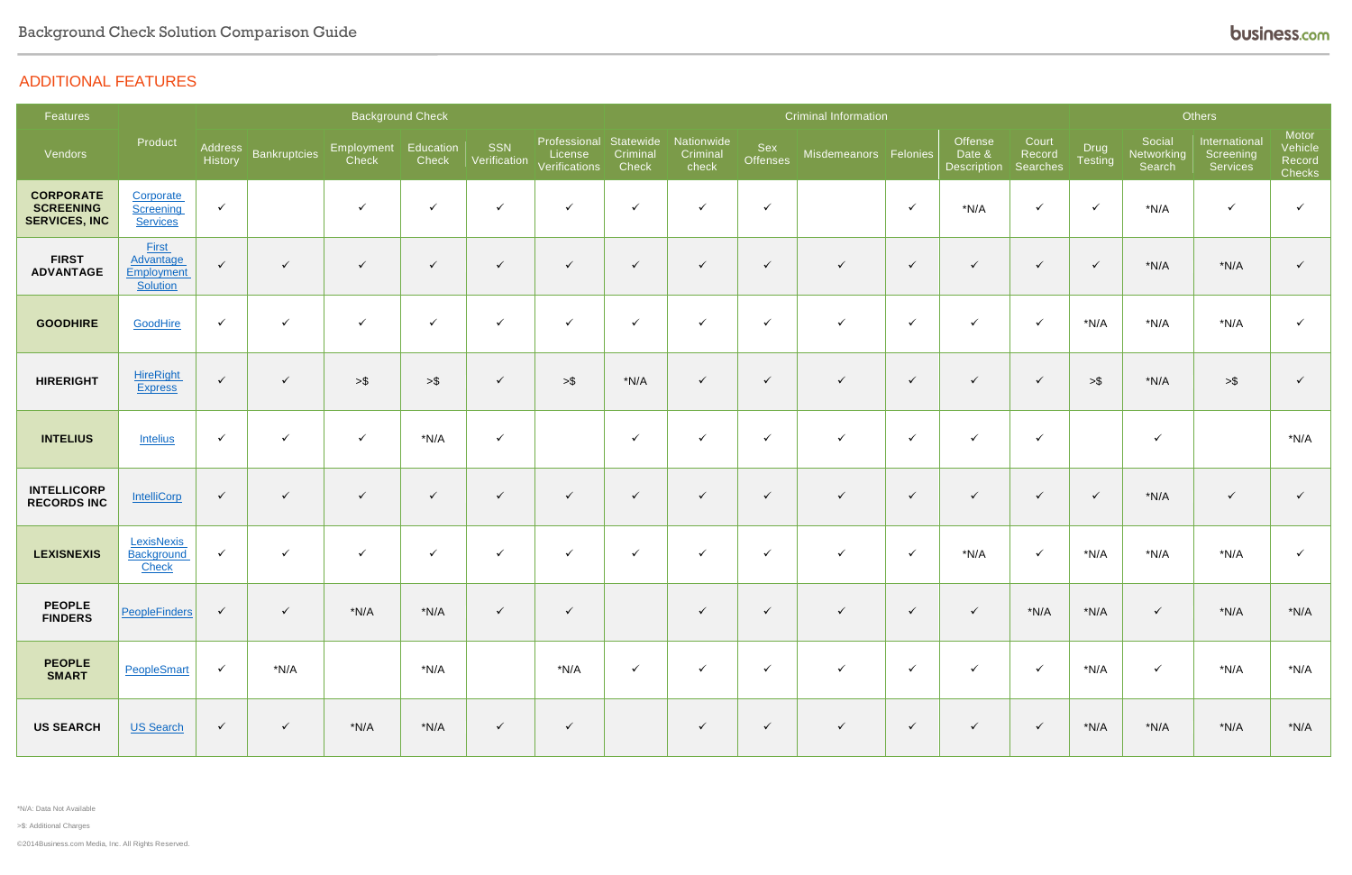## ADDITIONAL FEATURES

| Features | | Background Check | | | | | | Criminal Information | | | | | | | Others | | | |
|---|---|---|---|---|---|---|---|---|---|---|---|---|---|---|---|---|---|---|
| Vendors | Product | Address History | Bankruptcies | Employment Check | Education Check | SSN Verification | Professional License Verifications | Statewide Criminal Check | Nationwide Criminal check | Sex Offenses | Misdemeanors | Felonies | Offense Date & Description | Court Record Searches | Drug Testing | Social Networking Search | International Screening Services | Motor Vehicle Record Checks |
| **CORPORATE SCREENING SERVICES, INC** | Corporate Screening Services | ✓ | | ✓ | ✓ | ✓ | ✓ | ✓ | ✓ | ✓ | | ✓ | *N/A | ✓ | ✓ | *N/A | ✓ | ✓ |
| **FIRST ADVANTAGE** | First Advantage Employment Solution | ✓ | ✓ | ✓ | ✓ | ✓ | ✓ | ✓ | ✓ | ✓ | ✓ | ✓ | ✓ | ✓ | ✓ | *N/A | *N/A | ✓ |
| **GOODHIRE** | GoodHire | ✓ | ✓ | ✓ | ✓ | ✓ | ✓ | ✓ | ✓ | ✓ | ✓ | ✓ | ✓ | ✓ | *N/A | *N/A | *N/A | ✓ |
| **HIRERIGHT** | HireRight Express | ✓ | ✓ | >$ | >$ | ✓ | >$ | *N/A | ✓ | ✓ | ✓ | ✓ | ✓ | ✓ | >$ | *N/A | >$ | ✓ |
| **INTELIUS** | Intelius | ✓ | ✓ | ✓ | *N/A | ✓ | | ✓ | ✓ | ✓ | ✓ | ✓ | ✓ | ✓ | | ✓ | | *N/A |
| **INTELLICORP RECORDS INC** | IntelliCorp | ✓ | ✓ | ✓ | ✓ | ✓ | ✓ | ✓ | ✓ | ✓ | ✓ | ✓ | ✓ | ✓ | ✓ | *N/A | ✓ | ✓ |
| **LEXISNEXIS** | LexisNexis Background Check | ✓ | ✓ | ✓ | ✓ | ✓ | ✓ | ✓ | ✓ | ✓ | ✓ | ✓ | *N/A | ✓ | *N/A | *N/A | *N/A | ✓ |
| **PEOPLE FINDERS** | PeopleFinders | ✓ | ✓ | *N/A | *N/A | ✓ | ✓ | | ✓ | ✓ | ✓ | ✓ | ✓ | *N/A | *N/A | ✓ | *N/A | *N/A |
| **PEOPLE SMART** | PeopleSmart | ✓ | *N/A | | *N/A | | *N/A | ✓ | ✓ | ✓ | ✓ | ✓ | ✓ | ✓ | *N/A | ✓ | *N/A | *N/A |
| **US SEARCH** | US Search | ✓ | ✓ | *N/A | *N/A | ✓ | ✓ | | ✓ | ✓ | ✓ | ✓ | ✓ | ✓ | *N/A | *N/A | *N/A | *N/A |

*N/A: Data Not Available

>$: Additional Charges

©2014Business.com Media, Inc. All Rights Reserved.